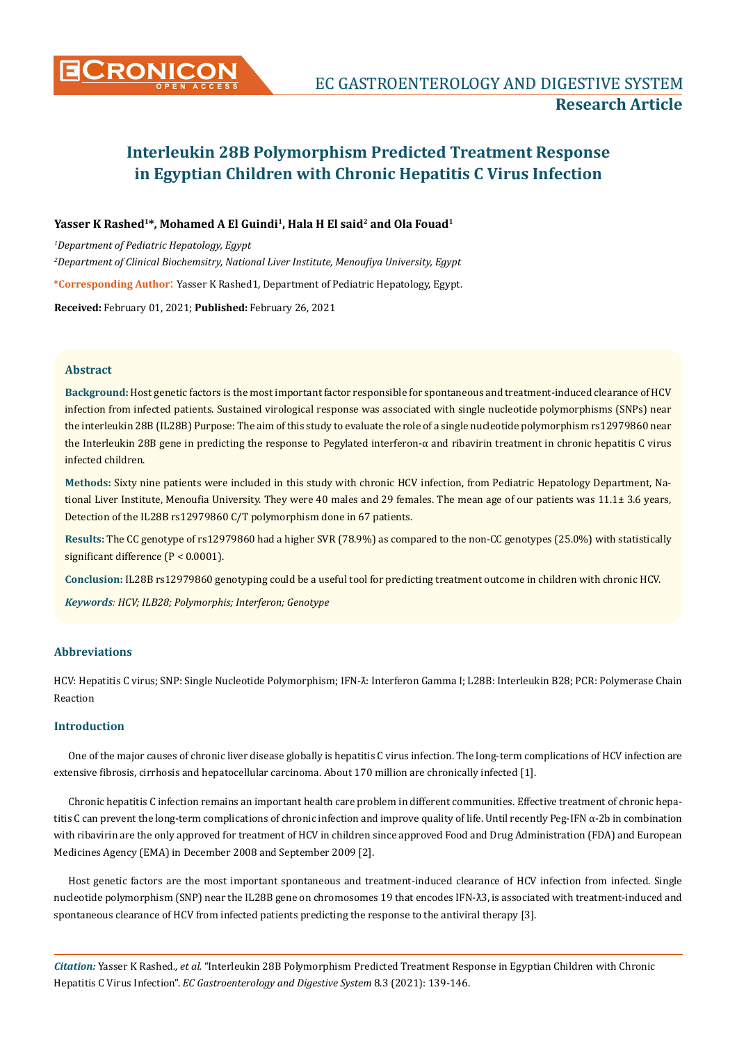# Interleukin 28B Polymorphism Predicted Treatment Response in Egyptian Children with Chronic Hepatitis C Virus Infection

**Yasser K Rashed[1]*, Mohamed A El Guindi[1], Hala H El said[2] and Ola Fouad[1]**

*[1]Department of Pediatric Hepatology, Egypt*

*[2]Department of Clinical Biochemsitry, National Liver Institute, Menoufiya University, Egypt*

**\*Corresponding Author:** Yasser K Rashed1, Department of Pediatric Hepatology, Egypt.

**Received:** February 01, 2021; **Published:** February 26, 2021

## Abstract

**Background:** Host genetic factors is the most important factor responsible for spontaneous and treatment-induced clearance of HCV infection from infected patients. Sustained virological response was associated with single nucleotide polymorphisms (SNPs) near the interleukin 28B (IL28B) Purpose: The aim of this study to evaluate the role of a single nucleotide polymorphism rs12979860 near the Interleukin 28B gene in predicting the response to Pegylated interferon-α and ribavirin treatment in chronic hepatitis C virus infected children.

**Methods:** Sixty nine patients were included in this study with chronic HCV infection, from Pediatric Hepatology Department, National Liver Institute, Menoufia University. They were 40 males and 29 females. The mean age of our patients was 11.1± 3.6 years, Detection of the IL28B rs12979860 C/T polymorphism done in 67 patients.

**Results:** The CC genotype of rs12979860 had a higher SVR (78.9%) as compared to the non-CC genotypes (25.0%) with statistically significant difference (P < 0.0001).

**Conclusion:** IL28B rs12979860 genotyping could be a useful tool for predicting treatment outcome in children with chronic HCV.

***Keywords**: HCV; ILB28; Polymorphis; Interferon; Genotype*

## Abbreviations

HCV: Hepatitis C virus; SNP: Single Nucleotide Polymorphism; IFN-λ: Interferon Gamma I; L28B: Interleukin B28; PCR: Polymerase Chain Reaction

## Introduction

One of the major causes of chronic liver disease globally is hepatitis C virus infection. The long-term complications of HCV infection are extensive fibrosis, cirrhosis and hepatocellular carcinoma. About 170 million are chronically infected [1].

Chronic hepatitis C infection remains an important health care problem in different communities. Effective treatment of chronic hepatitis C can prevent the long-term complications of chronic infection and improve quality of life. Until recently Peg-IFN α-2b in combination with ribavirin are the only approved for treatment of HCV in children since approved Food and Drug Administration (FDA) and European Medicines Agency (EMA) in December 2008 and September 2009 [2].

Host genetic factors are the most important spontaneous and treatment-induced clearance of HCV infection from infected. Single nucleotide polymorphism (SNP) near the IL28B gene on chromosomes 19 that encodes IFN-λ3, is associated with treatment-induced and spontaneous clearance of HCV from infected patients predicting the response to the antiviral therapy [3].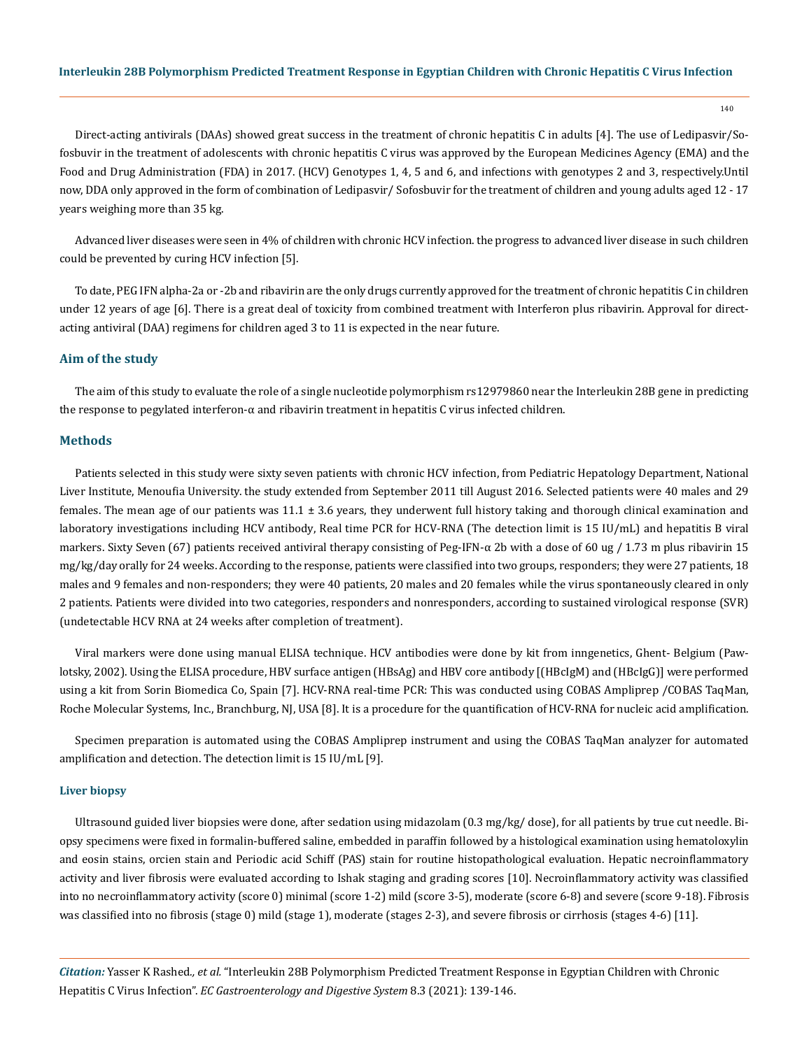Direct-acting antivirals (DAAs) showed great success in the treatment of chronic hepatitis C in adults [4]. The use of Ledipasvir/Sofosbuvir in the treatment of adolescents with chronic hepatitis C virus was approved by the European Medicines Agency (EMA) and the Food and Drug Administration (FDA) in 2017. (HCV) Genotypes 1, 4, 5 and 6, and infections with genotypes 2 and 3, respectively.Until now, DDA only approved in the form of combination of Ledipasvir/ Sofosbuvir for the treatment of children and young adults aged 12 - 17 years weighing more than 35 kg.

Advanced liver diseases were seen in 4% of children with chronic HCV infection. the progress to advanced liver disease in such children could be prevented by curing HCV infection [5].

To date, PEG IFN alpha-2a or -2b and ribavirin are the only drugs currently approved for the treatment of chronic hepatitis C in children under 12 years of age [6]. There is a great deal of toxicity from combined treatment with Interferon plus ribavirin. Approval for direct-acting antiviral (DAA) regimens for children aged 3 to 11 is expected in the near future.

## Aim of the study

The aim of this study to evaluate the role of a single nucleotide polymorphism rs12979860 near the Interleukin 28B gene in predicting the response to pegylated interferon-α and ribavirin treatment in hepatitis C virus infected children.

## Methods

Patients selected in this study were sixty seven patients with chronic HCV infection, from Pediatric Hepatology Department, National Liver Institute, Menoufia University. the study extended from September 2011 till August 2016. Selected patients were 40 males and 29 females. The mean age of our patients was 11.1 ± 3.6 years, they underwent full history taking and thorough clinical examination and laboratory investigations including HCV antibody, Real time PCR for HCV-RNA (The detection limit is 15 IU/mL) and hepatitis B viral markers. Sixty Seven (67) patients received antiviral therapy consisting of Peg-IFN-α 2b with a dose of 60 ug / 1.73 m plus ribavirin 15 mg/kg/day orally for 24 weeks. According to the response, patients were classified into two groups, responders; they were 27 patients, 18 males and 9 females and non-responders; they were 40 patients, 20 males and 20 females while the virus spontaneously cleared in only 2 patients. Patients were divided into two categories, responders and nonresponders, according to sustained virological response (SVR) (undetectable HCV RNA at 24 weeks after completion of treatment).

Viral markers were done using manual ELISA technique. HCV antibodies were done by kit from inngenetics, Ghent- Belgium (Pawlotsky, 2002). Using the ELISA procedure, HBV surface antigen (HBsAg) and HBV core antibody [(HBcIgM) and (HBcIgG)] were performed using a kit from Sorin Biomedica Co, Spain [7]. HCV-RNA real-time PCR: This was conducted using COBAS Ampliprep /COBAS TaqMan, Roche Molecular Systems, Inc., Branchburg, NJ, USA [8]. It is a procedure for the quantification of HCV-RNA for nucleic acid amplification.

Specimen preparation is automated using the COBAS Ampliprep instrument and using the COBAS TaqMan analyzer for automated amplification and detection. The detection limit is 15 IU/mL [9].

### Liver biopsy

Ultrasound guided liver biopsies were done, after sedation using midazolam (0.3 mg/kg/ dose), for all patients by true cut needle. Biopsy specimens were fixed in formalin-buffered saline, embedded in paraffin followed by a histological examination using hematoloxylin and eosin stains, orcien stain and Periodic acid Schiff (PAS) stain for routine histopathological evaluation. Hepatic necroinflammatory activity and liver fibrosis were evaluated according to Ishak staging and grading scores [10]. Necroinflammatory activity was classified into no necroinflammatory activity (score 0) minimal (score 1-2) mild (score 3-5), moderate (score 6-8) and severe (score 9-18). Fibrosis was classified into no fibrosis (stage 0) mild (stage 1), moderate (stages 2-3), and severe fibrosis or cirrhosis (stages 4-6) [11].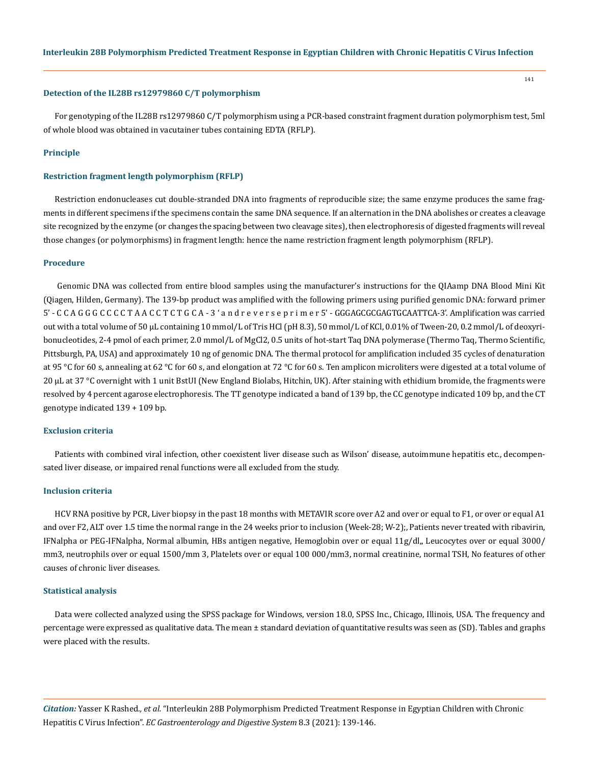#### Detection of the IL28B rs12979860 C/T polymorphism

For genotyping of the IL28B rs12979860 C/T polymorphism using a PCR-based constraint fragment duration polymorphism test, 5ml of whole blood was obtained in vacutainer tubes containing EDTA (RFLP).

#### Principle

#### Restriction fragment length polymorphism (RFLP)

Restriction endonucleases cut double-stranded DNA into fragments of reproducible size; the same enzyme produces the same fragments in different specimens if the specimens contain the same DNA sequence. If an alternation in the DNA abolishes or creates a cleavage site recognized by the enzyme (or changes the spacing between two cleavage sites), then electrophoresis of digested fragments will reveal those changes (or polymorphisms) in fragment length: hence the name restriction fragment length polymorphism (RFLP).

#### Procedure

Genomic DNA was collected from entire blood samples using the manufacturer's instructions for the QIAamp DNA Blood Mini Kit (Qiagen, Hilden, Germany). The 139-bp product was amplified with the following primers using purified genomic DNA: forward primer 5' - C C A G G G C C C C T A A C C T C T G C A - 3 ' a n d r e v e r s e p r i m e r 5' - GGGAGCGCGAGTGCAATTCA-3'. Amplification was carried out with a total volume of 50 μL containing 10 mmol/L of Tris HCl (pH 8.3), 50 mmol/L of KCl, 0.01% of Tween-20, 0.2 mmol/L of deoxyribonucleotides, 2-4 pmol of each primer, 2.0 mmol/L of MgCl2, 0.5 units of hot-start Taq DNA polymerase (Thermo Taq, Thermo Scientific, Pittsburgh, PA, USA) and approximately 10 ng of genomic DNA. The thermal protocol for amplification included 35 cycles of denaturation at 95 °C for 60 s, annealing at 62 °C for 60 s, and elongation at 72 °C for 60 s. Ten amplicon microliters were digested at a total volume of 20 μL at 37 °C overnight with 1 unit BstUI (New England Biolabs, Hitchin, UK). After staining with ethidium bromide, the fragments were resolved by 4 percent agarose electrophoresis. The TT genotype indicated a band of 139 bp, the CC genotype indicated 109 bp, and the CT genotype indicated 139 + 109 bp.

#### Exclusion criteria

Patients with combined viral infection, other coexistent liver disease such as Wilson' disease, autoimmune hepatitis etc., decompensated liver disease, or impaired renal functions were all excluded from the study.

#### Inclusion criteria

HCV RNA positive by PCR, Liver biopsy in the past 18 months with METAVIR score over A2 and over or equal to F1, or over or equal A1 and over F2, ALT over 1.5 time the normal range in the 24 weeks prior to inclusion (Week-28; W-2);, Patients never treated with ribavirin, IFNalpha or PEG-IFNalpha, Normal albumin, HBs antigen negative, Hemoglobin over or equal 11g/dl,, Leucocytes over or equal 3000/mm3, neutrophils over or equal 1500/mm 3, Platelets over or equal 100 000/mm3, normal creatinine, normal TSH, No features of other causes of chronic liver diseases.

#### Statistical analysis

Data were collected analyzed using the SPSS package for Windows, version 18.0, SPSS Inc., Chicago, Illinois, USA. The frequency and percentage were expressed as qualitative data. The mean ± standard deviation of quantitative results was seen as (SD). Tables and graphs were placed with the results.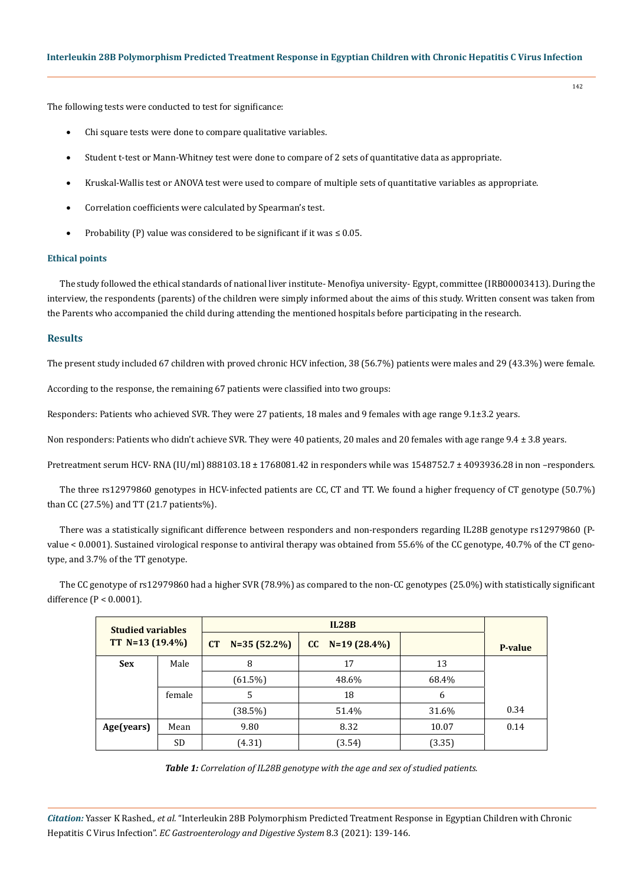The following tests were conducted to test for significance:

- Chi square tests were done to compare qualitative variables.
- Student t-test or Mann-Whitney test were done to compare of 2 sets of quantitative data as appropriate.
- Kruskal-Wallis test or ANOVA test were used to compare of multiple sets of quantitative variables as appropriate.
- Correlation coefficients were calculated by Spearman's test.
- Probability (P) value was considered to be significant if it was ≤ 0.05.

### Ethical points

The study followed the ethical standards of national liver institute- Menofiya university- Egypt, committee (IRB00003413). During the interview, the respondents (parents) of the children were simply informed about the aims of this study. Written consent was taken from the Parents who accompanied the child during attending the mentioned hospitals before participating in the research.

## Results

The present study included 67 children with proved chronic HCV infection, 38 (56.7%) patients were males and 29 (43.3%) were female.

According to the response, the remaining 67 patients were classified into two groups:

Responders: Patients who achieved SVR. They were 27 patients, 18 males and 9 females with age range 9.1±3.2 years.

Non responders: Patients who didn't achieve SVR. They were 40 patients, 20 males and 20 females with age range 9.4 ± 3.8 years.

Pretreatment serum HCV- RNA (IU/ml) 888103.18 ± 1768081.42 in responders while was 1548752.7 ± 4093936.28 in non –responders.

The three rs12979860 genotypes in HCV-infected patients are CC, CT and TT. We found a higher frequency of CT genotype (50.7%) than CC (27.5%) and TT (21.7 patients%).

There was a statistically significant difference between responders and non-responders regarding IL28B genotype rs12979860 (P-value < 0.0001). Sustained virological response to antiviral therapy was obtained from 55.6% of the CC genotype, 40.7% of the CT genotype, and 3.7% of the TT genotype.

The CC genotype of rs12979860 had a higher SVR (78.9%) as compared to the non-CC genotypes (25.0%) with statistically significant difference (P < 0.0001).

| Studied variables TT N=13 (19.4%) | | IL28B | | | P-value |
|---|---|---|---|---|---|
| | | CT N=35 (52.2%) | CC N=19 (28.4%) | | |
| Sex | Male | 8 | 17 | 13 | |
| | | (61.5%) | 48.6% | 68.4% | |
| | female | 5 | 18 | 6 | |
| | | (38.5%) | 51.4% | 31.6% | 0.34 |
| Age(years) | Mean | 9.80 | 8.32 | 10.07 | 0.14 |
| | SD | (4.31) | (3.54) | (3.35) | |

***Table 1:*** *Correlation of IL28B genotype with the age and sex of studied patients.*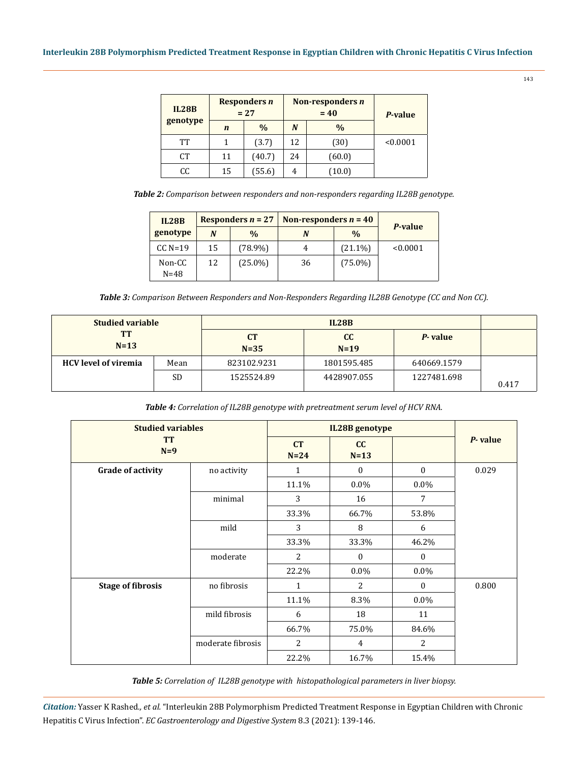| IL28B genotype | Responders *n* = 27 | | Non-responders *n* = 40 | | *P*-value |
|---|---|---|---|---|---|
| | *n* | % | *N* | % | |
| TT | 1 | (3.7) | 12 | (30) | <0.0001 |
| CT | 11 | (40.7) | 24 | (60.0) | |
| CC | 15 | (55.6) | 4 | (10.0) | |

***Table 2:*** *Comparison between responders and non-responders regarding IL28B genotype.*

| IL28B genotype | Responders *n* = 27 | | Non-responders *n* = 40 | | *P*-value |
|---|---|---|---|---|---|
| | *N* | % | *N* | % | |
| CC N=19 | 15 | (78.9%) | 4 | (21.1%) | <0.0001 |
| Non-CC N=48 | 12 | (25.0%) | 36 | (75.0%) | |

***Table 3:*** *Comparison Between Responders and Non-Responders Regarding IL28B Genotype (CC and Non CC).*

| Studied variable TT N=13 | | IL28B | | | |
|---|---|---|---|---|---|
| | | CT N=35 | CC N=19 | *P*- value | |
| HCV level of viremia | Mean | 823102.9231 | 1801595.485 | 640669.1579 | |
| | SD | 1525524.89 | 4428907.055 | 1227481.698 | 0.417 |

***Table 4:*** *Correlation of IL28B genotype with pretreatment serum level of HCV RNA.*

| Studied variables TT N=9 | | IL28B genotype | | | *P*- value |
|---|---|---|---|---|---|
| | | CT N=24 | CC N=13 | | |
| Grade of activity | no activity | 1 | 0 | 0 | 0.029 |
| | | 11.1% | 0.0% | 0.0% | |
| | minimal | 3 | 16 | 7 | |
| | | 33.3% | 66.7% | 53.8% | |
| | mild | 3 | 8 | 6 | |
| | | 33.3% | 33.3% | 46.2% | |
| | moderate | 2 | 0 | 0 | |
| | | 22.2% | 0.0% | 0.0% | |
| Stage of fibrosis | no fibrosis | 1 | 2 | 0 | 0.800 |
| | | 11.1% | 8.3% | 0.0% | |
| | mild fibrosis | 6 | 18 | 11 | |
| | | 66.7% | 75.0% | 84.6% | |
| | moderate fibrosis | 2 | 4 | 2 | |
| | | 22.2% | 16.7% | 15.4% | |

***Table 5:*** *Correlation of IL28B genotype with histopathological parameters in liver biopsy.*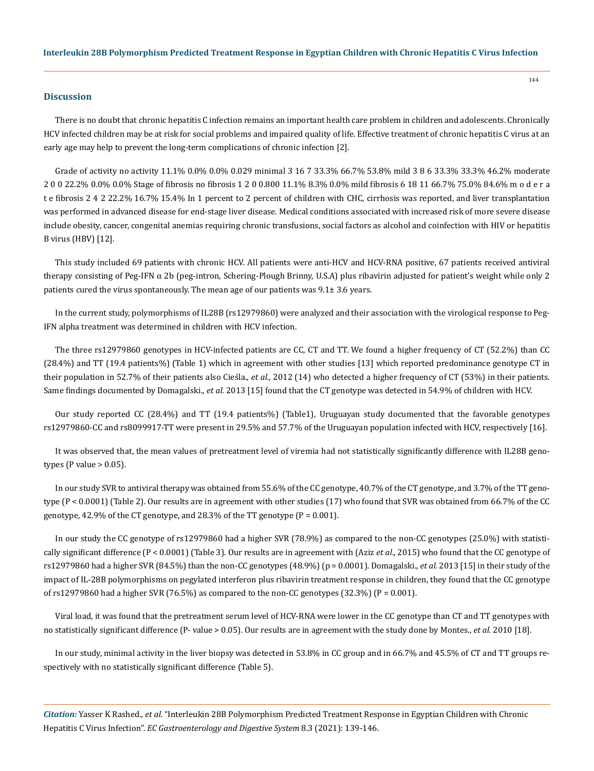## Discussion

There is no doubt that chronic hepatitis C infection remains an important health care problem in children and adolescents. Chronically HCV infected children may be at risk for social problems and impaired quality of life. Effective treatment of chronic hepatitis C virus at an early age may help to prevent the long-term complications of chronic infection [2].

Grade of activity no activity 11.1% 0.0% 0.0% 0.029 minimal 3 16 7 33.3% 66.7% 53.8% mild 3 8 6 33.3% 33.3% 46.2% moderate 2 0 0 22.2% 0.0% 0.0% Stage of fibrosis no fibrosis 1 2 0 0.800 11.1% 8.3% 0.0% mild fibrosis 6 18 11 66.7% 75.0% 84.6% m o d e r a t e fibrosis 2 4 2 22.2% 16.7% 15.4% In 1 percent to 2 percent of children with CHC, cirrhosis was reported, and liver transplantation was performed in advanced disease for end-stage liver disease. Medical conditions associated with increased risk of more severe disease include obesity, cancer, congenital anemias requiring chronic transfusions, social factors as alcohol and coinfection with HIV or hepatitis B virus (HBV) [12].

This study included 69 patients with chronic HCV. All patients were anti-HCV and HCV-RNA positive, 67 patients received antiviral therapy consisting of Peg-IFN α 2b (peg-intron, Schering-Plough Brinny, U.S.A) plus ribavirin adjusted for patient's weight while only 2 patients cured the virus spontaneously. The mean age of our patients was 9.1± 3.6 years.

In the current study, polymorphisms of IL28B (rs12979860) were analyzed and their association with the virological response to Peg-IFN alpha treatment was determined in children with HCV infection.

The three rs12979860 genotypes in HCV-infected patients are CC, CT and TT. We found a higher frequency of CT (52.2%) than CC (28.4%) and TT (19.4 patients%) (Table 1) which in agreement with other studies [13] which reported predominance genotype CT in their population in 52.7% of their patients also Cieśla., *et al.,* 2012 (14) who detected a higher frequency of CT (53%) in their patients. Same findings documented by Domagalski., *et al.* 2013 [15] found that the CT genotype was detected in 54.9% of children with HCV.

Our study reported CC (28.4%) and TT (19.4 patients%) (Table1), Uruguayan study documented that the favorable genotypes rs12979860-CC and rs8099917-TT were present in 29.5% and 57.7% of the Uruguayan population infected with HCV, respectively [16].

It was observed that, the mean values of pretreatment level of viremia had not statistically significantly difference with IL28B genotypes (P value > 0.05).

In our study SVR to antiviral therapy was obtained from 55.6% of the CC genotype, 40.7% of the CT genotype, and 3.7% of the TT genotype (P < 0.0001) (Table 2). Our results are in agreement with other studies (17) who found that SVR was obtained from 66.7% of the CC genotype, 42.9% of the CT genotype, and 28.3% of the TT genotype (P = 0.001).

In our study the CC genotype of rs12979860 had a higher SVR (78.9%) as compared to the non-CC genotypes (25.0%) with statistically significant difference (P < 0.0001) (Table 3). Our results are in agreement with (Aziz *et al*., 2015) who found that the CC genotype of rs12979860 had a higher SVR (84.5%) than the non-CC genotypes (48.9%) (p = 0.0001). Domagalski., *et al.* 2013 [15] in their study of the impact of IL-28B polymorphisms on pegylated interferon plus ribavirin treatment response in children, they found that the CC genotype of rs12979860 had a higher SVR (76.5%) as compared to the non-CC genotypes (32.3%) (P = 0.001).

Viral load, it was found that the pretreatment serum level of HCV-RNA were lower in the CC genotype than CT and TT genotypes with no statistically significant difference (P- value > 0.05). Our results are in agreement with the study done by Montes., *et al.* 2010 [18].

In our study, minimal activity in the liver biopsy was detected in 53.8% in CC group and in 66.7% and 45.5% of CT and TT groups respectively with no statistically significant difference (Table 5).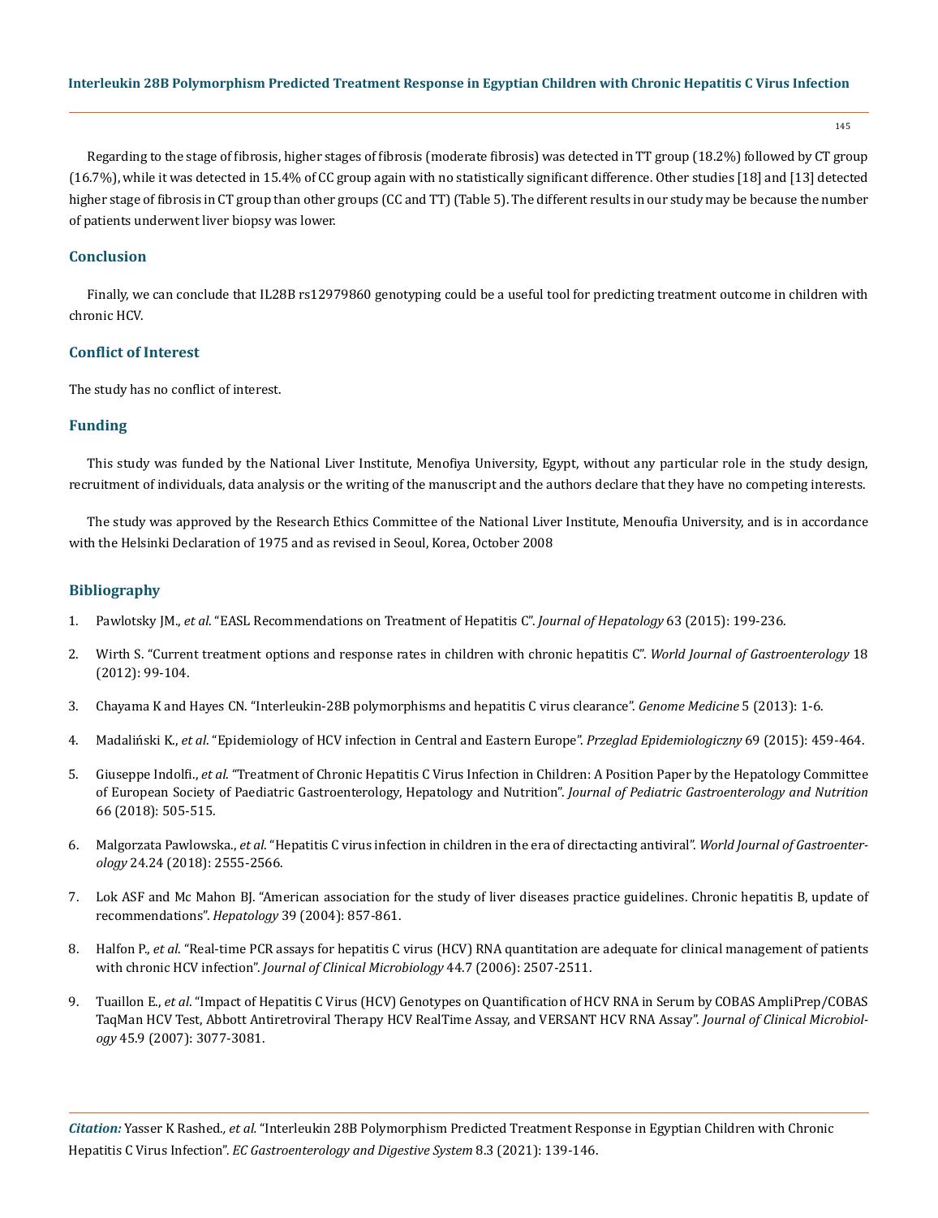Regarding to the stage of fibrosis, higher stages of fibrosis (moderate fibrosis) was detected in TT group (18.2%) followed by CT group (16.7%), while it was detected in 15.4% of CC group again with no statistically significant difference. Other studies [18] and [13] detected higher stage of fibrosis in CT group than other groups (CC and TT) (Table 5). The different results in our study may be because the number of patients underwent liver biopsy was lower.

## Conclusion

Finally, we can conclude that IL28B rs12979860 genotyping could be a useful tool for predicting treatment outcome in children with chronic HCV.

## Conflict of Interest

The study has no conflict of interest.

## Funding

This study was funded by the National Liver Institute, Menofiya University, Egypt, without any particular role in the study design, recruitment of individuals, data analysis or the writing of the manuscript and the authors declare that they have no competing interests.

The study was approved by the Research Ethics Committee of the National Liver Institute, Menoufia University, and is in accordance with the Helsinki Declaration of 1975 and as revised in Seoul, Korea, October 2008

## Bibliography

1. Pawlotsky JM., *et al*. "EASL Recommendations on Treatment of Hepatitis C". *Journal of Hepatology* 63 (2015): 199-236.
2. Wirth S. "Current treatment options and response rates in children with chronic hepatitis C". *World Journal of Gastroenterology* 18 (2012): 99-104.
3. Chayama K and Hayes CN. "Interleukin-28B polymorphisms and hepatitis C virus clearance". *Genome Medicine* 5 (2013): 1-6.
4. Madaliński K., *et al*. "Epidemiology of HCV infection in Central and Eastern Europe". *Przeglad Epidemiologiczny* 69 (2015): 459-464.
5. Giuseppe Indolfi., *et al*. "Treatment of Chronic Hepatitis C Virus Infection in Children: A Position Paper by the Hepatology Committee of European Society of Paediatric Gastroenterology, Hepatology and Nutrition". *Journal of Pediatric Gastroenterology and Nutrition* 66 (2018): 505-515.
6. Malgorzata Pawlowska., *et al*. "Hepatitis C virus infection in children in the era of directacting antiviral". *World Journal of Gastroenterology* 24.24 (2018): 2555-2566.
7. Lok ASF and Mc Mahon BJ. "American association for the study of liver diseases practice guidelines. Chronic hepatitis B, update of recommendations". *Hepatology* 39 (2004): 857-861.
8. Halfon P., *et al*. "Real-time PCR assays for hepatitis C virus (HCV) RNA quantitation are adequate for clinical management of patients with chronic HCV infection". *Journal of Clinical Microbiology* 44.7 (2006): 2507-2511.
9. Tuaillon E., *et al*. "Impact of Hepatitis C Virus (HCV) Genotypes on Quantification of HCV RNA in Serum by COBAS AmpliPrep/COBAS TaqMan HCV Test, Abbott Antiretroviral Therapy HCV RealTime Assay, and VERSANT HCV RNA Assay". *Journal of Clinical Microbiology* 45.9 (2007): 3077-3081.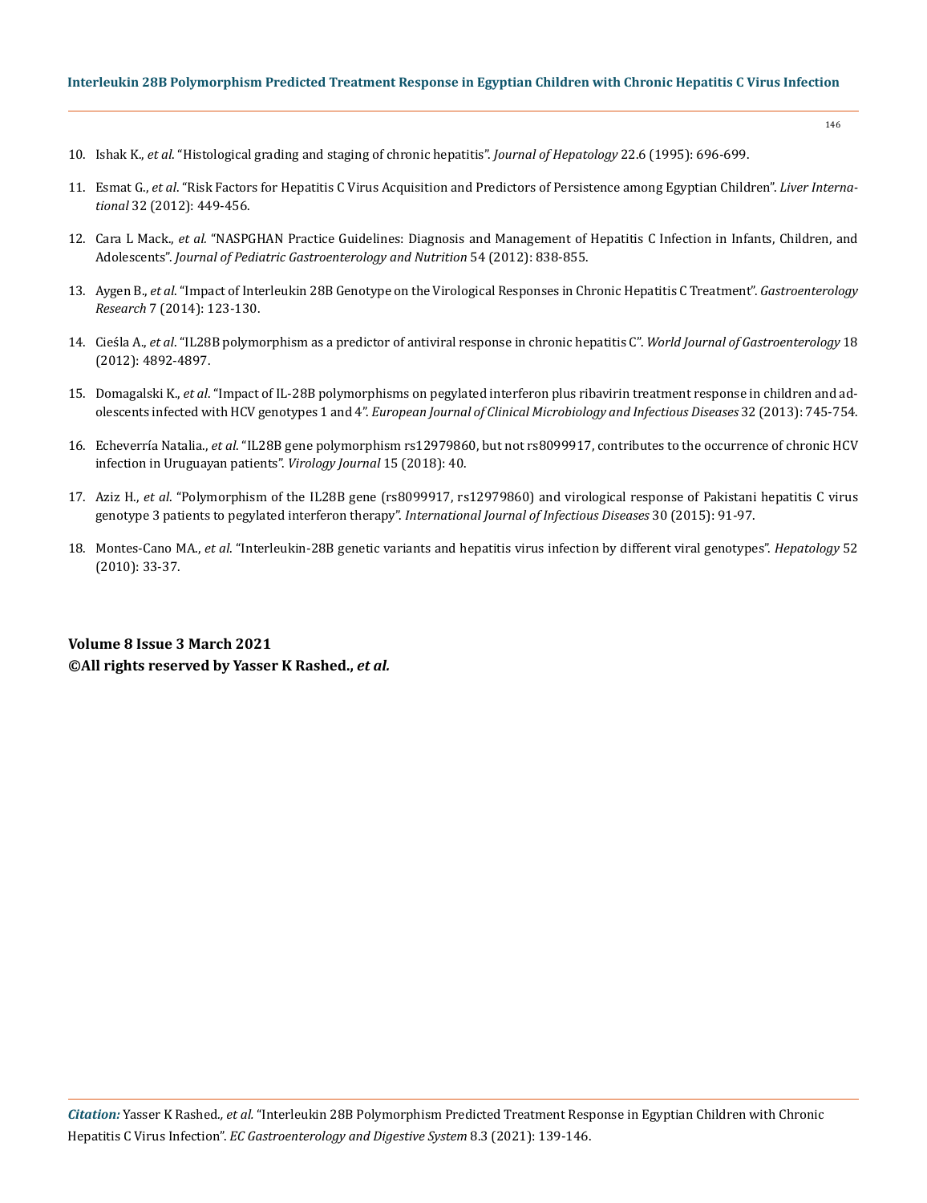10. Ishak K., *et al*. "Histological grading and staging of chronic hepatitis". *Journal of Hepatology* 22.6 (1995): 696-699.

11. Esmat G., *et al*. "Risk Factors for Hepatitis C Virus Acquisition and Predictors of Persistence among Egyptian Children". *Liver International* 32 (2012): 449-456.

12. Cara L Mack., *et al*. "NASPGHAN Practice Guidelines: Diagnosis and Management of Hepatitis C Infection in Infants, Children, and Adolescents". *Journal of Pediatric Gastroenterology and Nutrition* 54 (2012): 838-855.

13. Aygen B., *et al*. "Impact of Interleukin 28B Genotype on the Virological Responses in Chronic Hepatitis C Treatment". *Gastroenterology Research* 7 (2014): 123-130.

14. Cieśla A., *et al*. "IL28B polymorphism as a predictor of antiviral response in chronic hepatitis C". *World Journal of Gastroenterology* 18 (2012): 4892-4897.

15. Domagalski K., *et al*. "Impact of IL-28B polymorphisms on pegylated interferon plus ribavirin treatment response in children and adolescents infected with HCV genotypes 1 and 4". *European Journal of Clinical Microbiology and Infectious Diseases* 32 (2013): 745-754.

16. Echeverría Natalia., *et al*. "IL28B gene polymorphism rs12979860, but not rs8099917, contributes to the occurrence of chronic HCV infection in Uruguayan patients". *Virology Journal* 15 (2018): 40.

17. Aziz H., *et al*. "Polymorphism of the IL28B gene (rs8099917, rs12979860) and virological response of Pakistani hepatitis C virus genotype 3 patients to pegylated interferon therapy". *International Journal of Infectious Diseases* 30 (2015): 91-97.

18. Montes-Cano MA., *et al*. "Interleukin-28B genetic variants and hepatitis virus infection by different viral genotypes". *Hepatology* 52 (2010): 33-37.

**Volume 8 Issue 3 March 2021**
**©All rights reserved by Yasser K Rashed., *et al.***